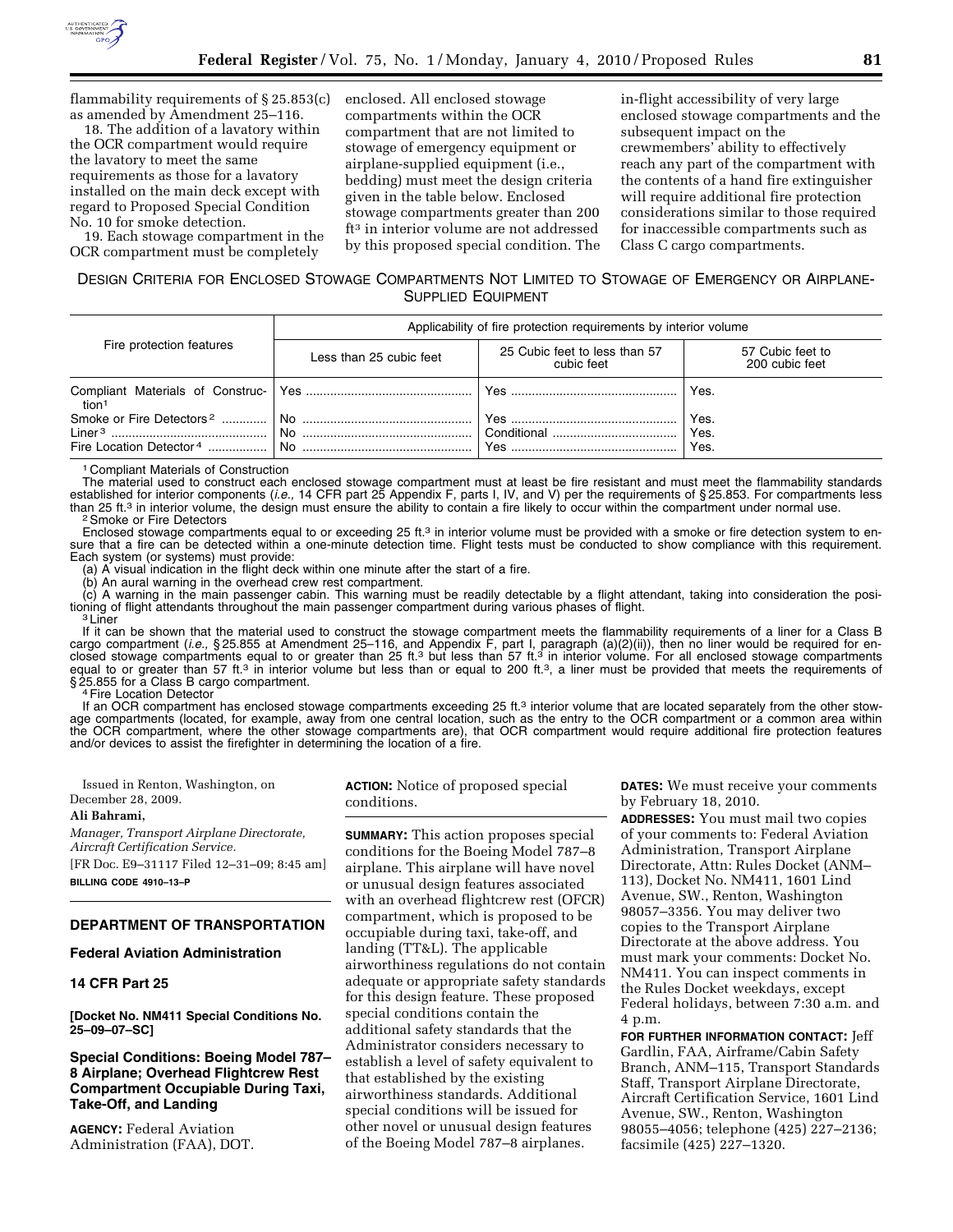flammability requirements of § 25.853(c) as amended by Amendment 25–116.

18. The addition of a lavatory within the OCR compartment would require the lavatory to meet the same requirements as those for a lavatory installed on the main deck except with regard to Proposed Special Condition No. 10 for smoke detection.

19. Each stowage compartment in the OCR compartment must be completely enclosed. All enclosed stowage compartments within the OCR compartment that are not limited to stowage of emergency equipment or airplane-supplied equipment (i.e., bedding) must meet the design criteria given in the table below. Enclosed stowage compartments greater than 200 ft³ in interior volume are not addressed by this proposed special condition. The in-flight accessibility of very large enclosed stowage compartments and the subsequent impact on the crewmembers' ability to effectively reach any part of the compartment with the contents of a hand fire extinguisher will require additional fire protection considerations similar to those required for inaccessible compartments such as Class C cargo compartments.

DESIGN CRITERIA FOR ENCLOSED STOWAGE COMPARTMENTS NOT LIMITED TO STOWAGE OF EMERGENCY OR AIRPLANE-SUPPLIED EQUIPMENT

| Fire protection features | Applicability of fire protection requirements by interior volume | | |
|---|---|---|---|
| | Less than 25 cubic feet | 25 Cubic feet to less than 57 cubic feet | 57 Cubic feet to 200 cubic feet |
| Compliant Materials of Construction [1] | Yes | Yes | Yes. |
| Smoke or Fire Detectors [2] | No | Yes | Yes. |
| Liner [3] | No | Conditional | Yes. |
| Fire Location Detector [4] | No | Yes | Yes. |

[1] Compliant Materials of Construction

The material used to construct each enclosed stowage compartment must at least be fire resistant and must meet the flammability standards established for interior components (*i.e.,* 14 CFR part 25 Appendix F, parts I, IV, and V) per the requirements of § 25.853. For compartments less than 25 ft.³ in interior volume, the design must ensure the ability to contain a fire likely to occur within the compartment under normal use.

[2] Smoke or Fire Detectors

Enclosed stowage compartments equal to or exceeding 25 ft.³ in interior volume must be provided with a smoke or fire detection system to ensure that a fire can be detected within a one-minute detection time. Flight tests must be conducted to show compliance with this requirement. Each system (or systems) must provide:

(a) A visual indication in the flight deck within one minute after the start of a fire.

(b) An aural warning in the overhead crew rest compartment.

(c) A warning in the main passenger cabin. This warning must be readily detectable by a flight attendant, taking into consideration the positioning of flight attendants throughout the main passenger compartment during various phases of flight.

[3] Liner

If it can be shown that the material used to construct the stowage compartment meets the flammability requirements of a liner for a Class B cargo compartment (*i.e.,* § 25.855 at Amendment 25–116, and Appendix F, part I, paragraph (a)(2)(ii)), then no liner would be required for enclosed stowage compartments equal to or greater than 25 ft.³ but less than 57 ft.³ in interior volume. For all enclosed stowage compartments equal to or greater than 57 ft.³ in interior volume but less than or equal to 200 ft.³, a liner must be provided that meets the requirements of § 25.855 for a Class B cargo compartment.

[4] Fire Location Detector

If an OCR compartment has enclosed stowage compartments exceeding 25 ft.³ interior volume that are located separately from the other stowage compartments (located, for example, away from one central location, such as the entry to the OCR compartment or a common area within the OCR compartment, where the other stowage compartments are), that OCR compartment would require additional fire protection features and/or devices to assist the firefighter in determining the location of a fire.

Issued in Renton, Washington, on December 28, 2009.

**Ali Bahrami,**

*Manager, Transport Airplane Directorate, Aircraft Certification Service.*

[FR Doc. E9–31117 Filed 12–31–09; 8:45 am]

**BILLING CODE 4910–13–P**

## DEPARTMENT OF TRANSPORTATION

### Federal Aviation Administration

### 14 CFR Part 25

**[Docket No. NM411 Special Conditions No. 25–09–07–SC]**

### Special Conditions: Boeing Model 787–8 Airplane; Overhead Flightcrew Rest Compartment Occupiable During Taxi, Take-Off, and Landing

**AGENCY:** Federal Aviation Administration (FAA), DOT.

**ACTION:** Notice of proposed special conditions.

**SUMMARY:** This action proposes special conditions for the Boeing Model 787–8 airplane. This airplane will have novel or unusual design features associated with an overhead flightcrew rest (OFCR) compartment, which is proposed to be occupiable during taxi, take-off, and landing (TT&L). The applicable airworthiness regulations do not contain adequate or appropriate safety standards for this design feature. These proposed special conditions contain the additional safety standards that the Administrator considers necessary to establish a level of safety equivalent to that established by the existing airworthiness standards. Additional special conditions will be issued for other novel or unusual design features of the Boeing Model 787–8 airplanes.

**DATES:** We must receive your comments by February 18, 2010.

**ADDRESSES:** You must mail two copies of your comments to: Federal Aviation Administration, Transport Airplane Directorate, Attn: Rules Docket (ANM–113), Docket No. NM411, 1601 Lind Avenue, SW., Renton, Washington 98057–3356. You may deliver two copies to the Transport Airplane Directorate at the above address. You must mark your comments: Docket No. NM411. You can inspect comments in the Rules Docket weekdays, except Federal holidays, between 7:30 a.m. and 4 p.m.

**FOR FURTHER INFORMATION CONTACT:** Jeff Gardlin, FAA, Airframe/Cabin Safety Branch, ANM–115, Transport Standards Staff, Transport Airplane Directorate, Aircraft Certification Service, 1601 Lind Avenue, SW., Renton, Washington 98055–4056; telephone (425) 227–2136; facsimile (425) 227–1320.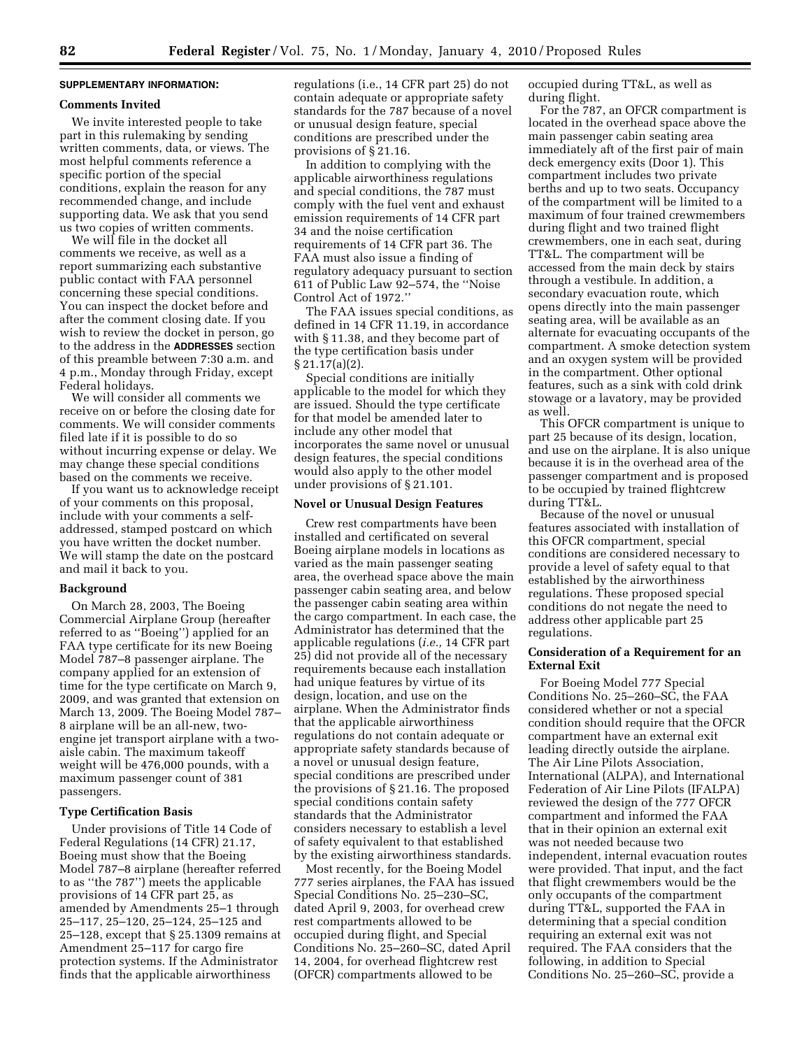**SUPPLEMENTARY INFORMATION:**

## Comments Invited

We invite interested people to take part in this rulemaking by sending written comments, data, or views. The most helpful comments reference a specific portion of the special conditions, explain the reason for any recommended change, and include supporting data. We ask that you send us two copies of written comments.

We will file in the docket all comments we receive, as well as a report summarizing each substantive public contact with FAA personnel concerning these special conditions. You can inspect the docket before and after the comment closing date. If you wish to review the docket in person, go to the address in the **ADDRESSES** section of this preamble between 7:30 a.m. and 4 p.m., Monday through Friday, except Federal holidays.

We will consider all comments we receive on or before the closing date for comments. We will consider comments filed late if it is possible to do so without incurring expense or delay. We may change these special conditions based on the comments we receive.

If you want us to acknowledge receipt of your comments on this proposal, include with your comments a self-addressed, stamped postcard on which you have written the docket number. We will stamp the date on the postcard and mail it back to you.

## Background

On March 28, 2003, The Boeing Commercial Airplane Group (hereafter referred to as ''Boeing'') applied for an FAA type certificate for its new Boeing Model 787–8 passenger airplane. The company applied for an extension of time for the type certificate on March 9, 2009, and was granted that extension on March 13, 2009. The Boeing Model 787–8 airplane will be an all-new, two-engine jet transport airplane with a two-aisle cabin. The maximum takeoff weight will be 476,000 pounds, with a maximum passenger count of 381 passengers.

## Type Certification Basis

Under provisions of Title 14 Code of Federal Regulations (14 CFR) 21.17, Boeing must show that the Boeing Model 787–8 airplane (hereafter referred to as ''the 787'') meets the applicable provisions of 14 CFR part 25, as amended by Amendments 25–1 through 25–117, 25–120, 25–124, 25–125 and 25–128, except that § 25.1309 remains at Amendment 25–117 for cargo fire protection systems. If the Administrator finds that the applicable airworthiness regulations (i.e., 14 CFR part 25) do not contain adequate or appropriate safety standards for the 787 because of a novel or unusual design feature, special conditions are prescribed under the provisions of § 21.16.

In addition to complying with the applicable airworthiness regulations and special conditions, the 787 must comply with the fuel vent and exhaust emission requirements of 14 CFR part 34 and the noise certification requirements of 14 CFR part 36. The FAA must also issue a finding of regulatory adequacy pursuant to section 611 of Public Law 92–574, the ''Noise Control Act of 1972.''

The FAA issues special conditions, as defined in 14 CFR 11.19, in accordance with § 11.38, and they become part of the type certification basis under § 21.17(a)(2).

Special conditions are initially applicable to the model for which they are issued. Should the type certificate for that model be amended later to include any other model that incorporates the same novel or unusual design features, the special conditions would also apply to the other model under provisions of § 21.101.

## Novel or Unusual Design Features

Crew rest compartments have been installed and certificated on several Boeing airplane models in locations as varied as the main passenger seating area, the overhead space above the main passenger cabin seating area, and below the passenger cabin seating area within the cargo compartment. In each case, the Administrator has determined that the applicable regulations (*i.e.,* 14 CFR part 25) did not provide all of the necessary requirements because each installation had unique features by virtue of its design, location, and use on the airplane. When the Administrator finds that the applicable airworthiness regulations do not contain adequate or appropriate safety standards because of a novel or unusual design feature, special conditions are prescribed under the provisions of § 21.16. The proposed special conditions contain safety standards that the Administrator considers necessary to establish a level of safety equivalent to that established by the existing airworthiness standards.

Most recently, for the Boeing Model 777 series airplanes, the FAA has issued Special Conditions No. 25–230–SC, dated April 9, 2003, for overhead crew rest compartments allowed to be occupied during flight, and Special Conditions No. 25–260–SC, dated April 14, 2004, for overhead flightcrew rest (OFCR) compartments allowed to be occupied during TT&L, as well as during flight.

For the 787, an OFCR compartment is located in the overhead space above the main passenger cabin seating area immediately aft of the first pair of main deck emergency exits (Door 1). This compartment includes two private berths and up to two seats. Occupancy of the compartment will be limited to a maximum of four trained crewmembers during flight and two trained flight crewmembers, one in each seat, during TT&L. The compartment will be accessed from the main deck by stairs through a vestibule. In addition, a secondary evacuation route, which opens directly into the main passenger seating area, will be available as an alternate for evacuating occupants of the compartment. A smoke detection system and an oxygen system will be provided in the compartment. Other optional features, such as a sink with cold drink stowage or a lavatory, may be provided as well.

This OFCR compartment is unique to part 25 because of its design, location, and use on the airplane. It is also unique because it is in the overhead area of the passenger compartment and is proposed to be occupied by trained flightcrew during TT&L.

Because of the novel or unusual features associated with installation of this OFCR compartment, special conditions are considered necessary to provide a level of safety equal to that established by the airworthiness regulations. These proposed special conditions do not negate the need to address other applicable part 25 regulations.

## Consideration of a Requirement for an External Exit

For Boeing Model 777 Special Conditions No. 25–260–SC, the FAA considered whether or not a special condition should require that the OFCR compartment have an external exit leading directly outside the airplane. The Air Line Pilots Association, International (ALPA), and International Federation of Air Line Pilots (IFALPA) reviewed the design of the 777 OFCR compartment and informed the FAA that in their opinion an external exit was not needed because two independent, internal evacuation routes were provided. That input, and the fact that flight crewmembers would be the only occupants of the compartment during TT&L, supported the FAA in determining that a special condition requiring an external exit was not required. The FAA considers that the following, in addition to Special Conditions No. 25–260–SC, provide a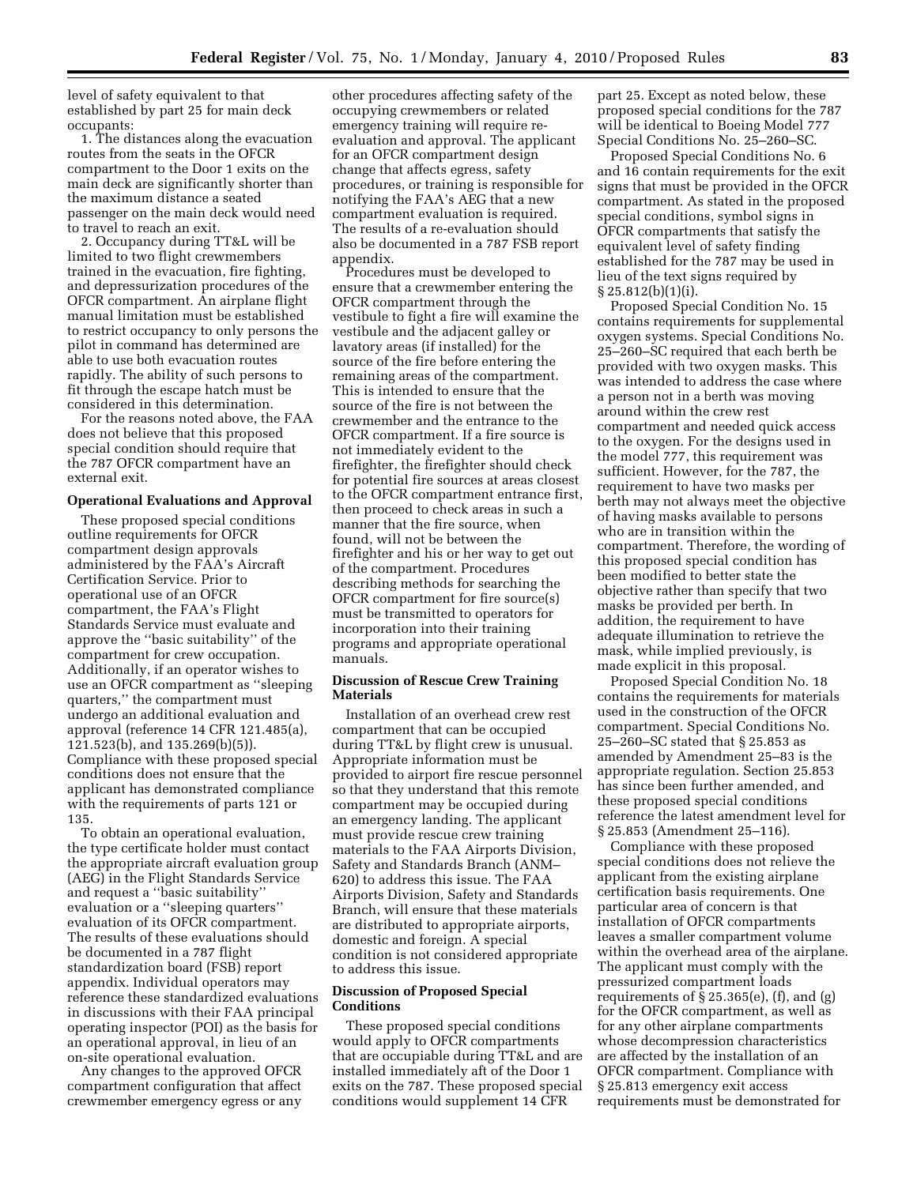level of safety equivalent to that established by part 25 for main deck occupants:

1. The distances along the evacuation routes from the seats in the OFCR compartment to the Door 1 exits on the main deck are significantly shorter than the maximum distance a seated passenger on the main deck would need to travel to reach an exit.

2. Occupancy during TT&L will be limited to two flight crewmembers trained in the evacuation, fire fighting, and depressurization procedures of the OFCR compartment. An airplane flight manual limitation must be established to restrict occupancy to only persons the pilot in command has determined are able to use both evacuation routes rapidly. The ability of such persons to fit through the escape hatch must be considered in this determination.

For the reasons noted above, the FAA does not believe that this proposed special condition should require that the 787 OFCR compartment have an external exit.

**Operational Evaluations and Approval**

These proposed special conditions outline requirements for OFCR compartment design approvals administered by the FAA's Aircraft Certification Service. Prior to operational use of an OFCR compartment, the FAA's Flight Standards Service must evaluate and approve the ''basic suitability'' of the compartment for crew occupation. Additionally, if an operator wishes to use an OFCR compartment as ''sleeping quarters,'' the compartment must undergo an additional evaluation and approval (reference 14 CFR 121.485(a), 121.523(b), and 135.269(b)(5)). Compliance with these proposed special conditions does not ensure that the applicant has demonstrated compliance with the requirements of parts 121 or 135.

To obtain an operational evaluation, the type certificate holder must contact the appropriate aircraft evaluation group (AEG) in the Flight Standards Service and request a ''basic suitability'' evaluation or a ''sleeping quarters'' evaluation of its OFCR compartment. The results of these evaluations should be documented in a 787 flight standardization board (FSB) report appendix. Individual operators may reference these standardized evaluations in discussions with their FAA principal operating inspector (POI) as the basis for an operational approval, in lieu of an on-site operational evaluation.

Any changes to the approved OFCR compartment configuration that affect crewmember emergency egress or any other procedures affecting safety of the occupying crewmembers or related emergency training will require re-evaluation and approval. The applicant for an OFCR compartment design change that affects egress, safety procedures, or training is responsible for notifying the FAA's AEG that a new compartment evaluation is required. The results of a re-evaluation should also be documented in a 787 FSB report appendix.

Procedures must be developed to ensure that a crewmember entering the OFCR compartment through the vestibule to fight a fire will examine the vestibule and the adjacent galley or lavatory areas (if installed) for the source of the fire before entering the remaining areas of the compartment. This is intended to ensure that the source of the fire is not between the crewmember and the entrance to the OFCR compartment. If a fire source is not immediately evident to the firefighter, the firefighter should check for potential fire sources at areas closest to the OFCR compartment entrance first, then proceed to check areas in such a manner that the fire source, when found, will not be between the firefighter and his or her way to get out of the compartment. Procedures describing methods for searching the OFCR compartment for fire source(s) must be transmitted to operators for incorporation into their training programs and appropriate operational manuals.

**Discussion of Rescue Crew Training Materials**

Installation of an overhead crew rest compartment that can be occupied during TT&L by flight crew is unusual. Appropriate information must be provided to airport fire rescue personnel so that they understand that this remote compartment may be occupied during an emergency landing. The applicant must provide rescue crew training materials to the FAA Airports Division, Safety and Standards Branch (ANM–620) to address this issue. The FAA Airports Division, Safety and Standards Branch, will ensure that these materials are distributed to appropriate airports, domestic and foreign. A special condition is not considered appropriate to address this issue.

**Discussion of Proposed Special Conditions**

These proposed special conditions would apply to OFCR compartments that are occupiable during TT&L and are installed immediately aft of the Door 1 exits on the 787. These proposed special conditions would supplement 14 CFR part 25. Except as noted below, these proposed special conditions for the 787 will be identical to Boeing Model 777 Special Conditions No. 25–260–SC.

Proposed Special Conditions No. 6 and 16 contain requirements for the exit signs that must be provided in the OFCR compartment. As stated in the proposed special conditions, symbol signs in OFCR compartments that satisfy the equivalent level of safety finding established for the 787 may be used in lieu of the text signs required by § 25.812(b)(1)(i).

Proposed Special Condition No. 15 contains requirements for supplemental oxygen systems. Special Conditions No. 25–260–SC required that each berth be provided with two oxygen masks. This was intended to address the case where a person not in a berth was moving around within the crew rest compartment and needed quick access to the oxygen. For the designs used in the model 777, this requirement was sufficient. However, for the 787, the requirement to have two masks per berth may not always meet the objective of having masks available to persons who are in transition within the compartment. Therefore, the wording of this proposed special condition has been modified to better state the objective rather than specify that two masks be provided per berth. In addition, the requirement to have adequate illumination to retrieve the mask, while implied previously, is made explicit in this proposal.

Proposed Special Condition No. 18 contains the requirements for materials used in the construction of the OFCR compartment. Special Conditions No. 25–260–SC stated that § 25.853 as amended by Amendment 25–83 is the appropriate regulation. Section 25.853 has since been further amended, and these proposed special conditions reference the latest amendment level for § 25.853 (Amendment 25–116).

Compliance with these proposed special conditions does not relieve the applicant from the existing airplane certification basis requirements. One particular area of concern is that installation of OFCR compartments leaves a smaller compartment volume within the overhead area of the airplane. The applicant must comply with the pressurized compartment loads requirements of § 25.365(e), (f), and (g) for the OFCR compartment, as well as for any other airplane compartments whose decompression characteristics are affected by the installation of an OFCR compartment. Compliance with § 25.813 emergency exit access requirements must be demonstrated for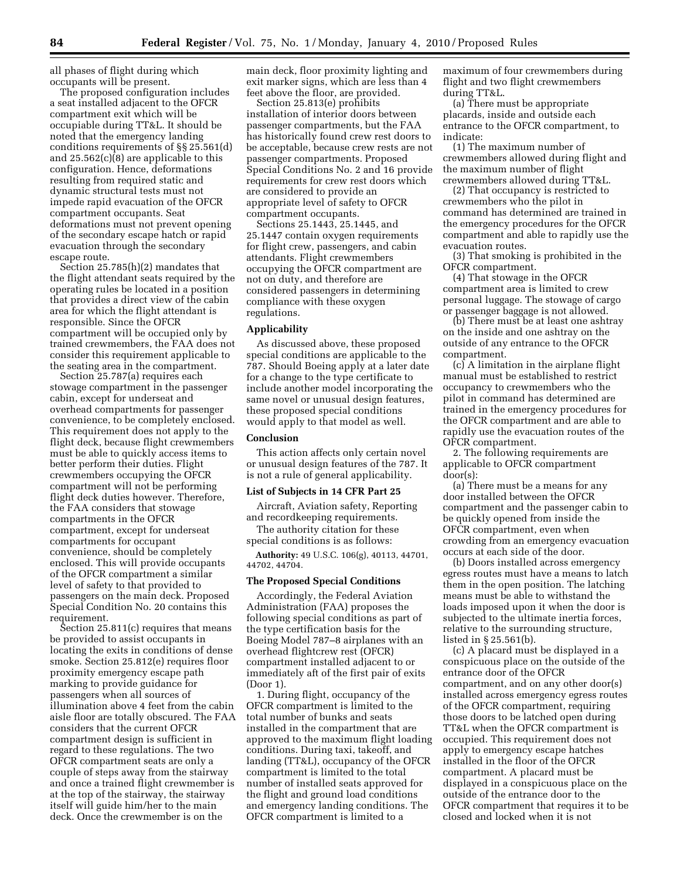all phases of flight during which occupants will be present.

The proposed configuration includes a seat installed adjacent to the OFCR compartment exit which will be occupiable during TT&L. It should be noted that the emergency landing conditions requirements of §§ 25.561(d) and 25.562(c)(8) are applicable to this configuration. Hence, deformations resulting from required static and dynamic structural tests must not impede rapid evacuation of the OFCR compartment occupants. Seat deformations must not prevent opening of the secondary escape hatch or rapid evacuation through the secondary escape route.

Section 25.785(h)(2) mandates that the flight attendant seats required by the operating rules be located in a position that provides a direct view of the cabin area for which the flight attendant is responsible. Since the OFCR compartment will be occupied only by trained crewmembers, the FAA does not consider this requirement applicable to the seating area in the compartment.

Section 25.787(a) requires each stowage compartment in the passenger cabin, except for underseat and overhead compartments for passenger convenience, to be completely enclosed. This requirement does not apply to the flight deck, because flight crewmembers must be able to quickly access items to better perform their duties. Flight crewmembers occupying the OFCR compartment will not be performing flight deck duties however. Therefore, the FAA considers that stowage compartments in the OFCR compartment, except for underseat compartments for occupant convenience, should be completely enclosed. This will provide occupants of the OFCR compartment a similar level of safety to that provided to passengers on the main deck. Proposed Special Condition No. 20 contains this requirement.

Section 25.811(c) requires that means be provided to assist occupants in locating the exits in conditions of dense smoke. Section 25.812(e) requires floor proximity emergency escape path marking to provide guidance for passengers when all sources of illumination above 4 feet from the cabin aisle floor are totally obscured. The FAA considers that the current OFCR compartment design is sufficient in regard to these regulations. The two OFCR compartment seats are only a couple of steps away from the stairway and once a trained flight crewmember is at the top of the stairway, the stairway itself will guide him/her to the main deck. Once the crewmember is on the main deck, floor proximity lighting and exit marker signs, which are less than 4 feet above the floor, are provided.

Section 25.813(e) prohibits installation of interior doors between passenger compartments, but the FAA has historically found crew rest doors to be acceptable, because crew rests are not passenger compartments. Proposed Special Conditions No. 2 and 16 provide requirements for crew rest doors which are considered to provide an appropriate level of safety to OFCR compartment occupants.

Sections 25.1443, 25.1445, and 25.1447 contain oxygen requirements for flight crew, passengers, and cabin attendants. Flight crewmembers occupying the OFCR compartment are not on duty, and therefore are considered passengers in determining compliance with these oxygen regulations.

## Applicability

As discussed above, these proposed special conditions are applicable to the 787. Should Boeing apply at a later date for a change to the type certificate to include another model incorporating the same novel or unusual design features, these proposed special conditions would apply to that model as well.

## Conclusion

This action affects only certain novel or unusual design features of the 787. It is not a rule of general applicability.

## List of Subjects in 14 CFR Part 25

Aircraft, Aviation safety, Reporting and recordkeeping requirements.

The authority citation for these special conditions is as follows:

**Authority:** 49 U.S.C. 106(g), 40113, 44701, 44702, 44704.

## The Proposed Special Conditions

Accordingly, the Federal Aviation Administration (FAA) proposes the following special conditions as part of the type certification basis for the Boeing Model 787–8 airplanes with an overhead flightcrew rest (OFCR) compartment installed adjacent to or immediately aft of the first pair of exits (Door 1).

1. During flight, occupancy of the OFCR compartment is limited to the total number of bunks and seats installed in the compartment that are approved to the maximum flight loading conditions. During taxi, takeoff, and landing (TT&L), occupancy of the OFCR compartment is limited to the total number of installed seats approved for the flight and ground load conditions and emergency landing conditions. The OFCR compartment is limited to a maximum of four crewmembers during flight and two flight crewmembers during TT&L.

(a) There must be appropriate placards, inside and outside each entrance to the OFCR compartment, to indicate:

(1) The maximum number of crewmembers allowed during flight and the maximum number of flight crewmembers allowed during TT&L.

(2) That occupancy is restricted to crewmembers who the pilot in command has determined are trained in the emergency procedures for the OFCR compartment and able to rapidly use the evacuation routes.

(3) That smoking is prohibited in the OFCR compartment.

(4) That stowage in the OFCR compartment area is limited to crew personal luggage. The stowage of cargo or passenger baggage is not allowed.

(b) There must be at least one ashtray on the inside and one ashtray on the outside of any entrance to the OFCR compartment.

(c) A limitation in the airplane flight manual must be established to restrict occupancy to crewmembers who the pilot in command has determined are trained in the emergency procedures for the OFCR compartment and are able to rapidly use the evacuation routes of the OFCR compartment.

2. The following requirements are applicable to OFCR compartment door(s):

(a) There must be a means for any door installed between the OFCR compartment and the passenger cabin to be quickly opened from inside the OFCR compartment, even when crowding from an emergency evacuation occurs at each side of the door.

(b) Doors installed across emergency egress routes must have a means to latch them in the open position. The latching means must be able to withstand the loads imposed upon it when the door is subjected to the ultimate inertia forces, relative to the surrounding structure, listed in § 25.561(b).

(c) A placard must be displayed in a conspicuous place on the outside of the entrance door of the OFCR compartment, and on any other door(s) installed across emergency egress routes of the OFCR compartment, requiring those doors to be latched open during TT&L when the OFCR compartment is occupied. This requirement does not apply to emergency escape hatches installed in the floor of the OFCR compartment. A placard must be displayed in a conspicuous place on the outside of the entrance door to the OFCR compartment that requires it to be closed and locked when it is not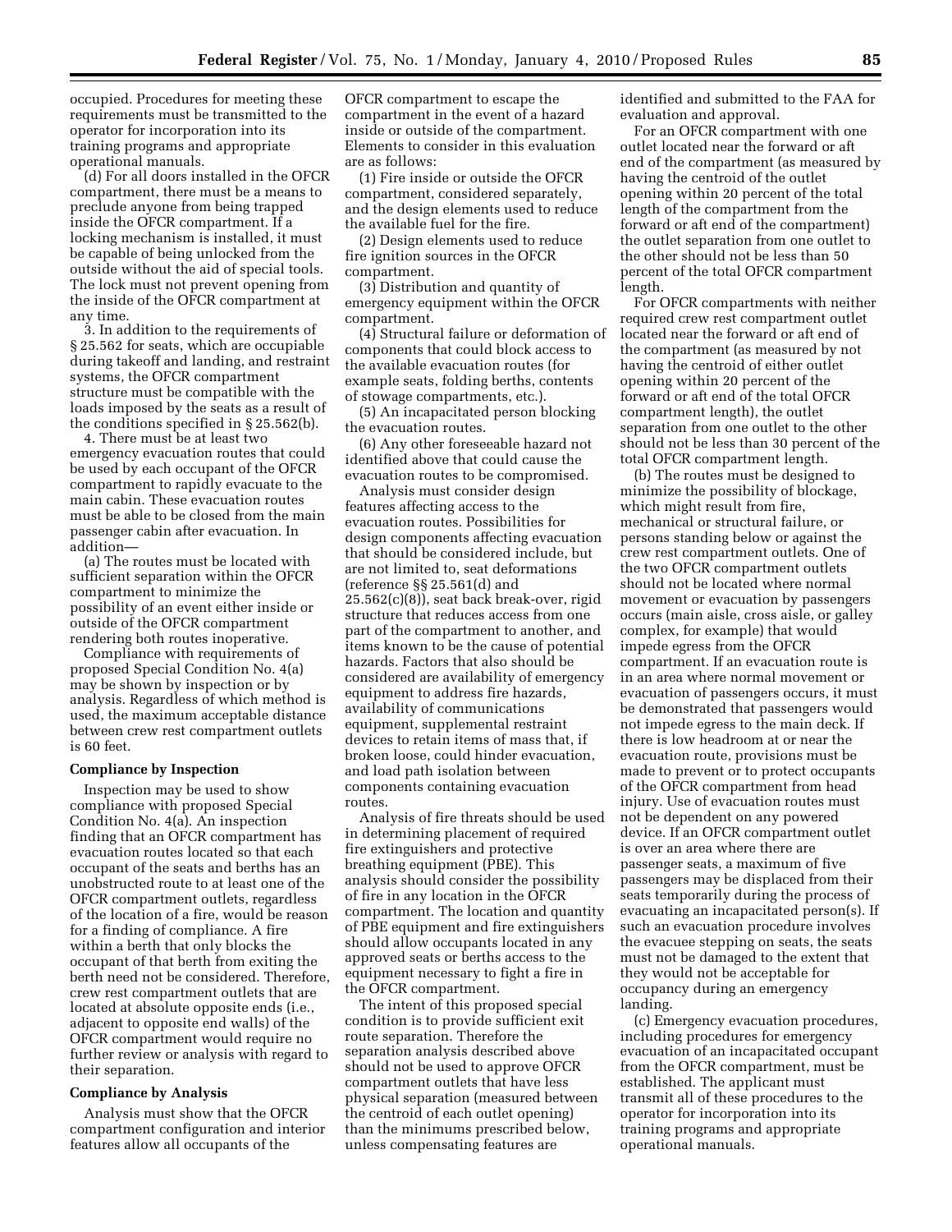occupied. Procedures for meeting these requirements must be transmitted to the operator for incorporation into its training programs and appropriate operational manuals.

(d) For all doors installed in the OFCR compartment, there must be a means to preclude anyone from being trapped inside the OFCR compartment. If a locking mechanism is installed, it must be capable of being unlocked from the outside without the aid of special tools. The lock must not prevent opening from the inside of the OFCR compartment at any time.

3. In addition to the requirements of § 25.562 for seats, which are occupiable during takeoff and landing, and restraint systems, the OFCR compartment structure must be compatible with the loads imposed by the seats as a result of the conditions specified in § 25.562(b).

4. There must be at least two emergency evacuation routes that could be used by each occupant of the OFCR compartment to rapidly evacuate to the main cabin. These evacuation routes must be able to be closed from the main passenger cabin after evacuation. In addition—

(a) The routes must be located with sufficient separation within the OFCR compartment to minimize the possibility of an event either inside or outside of the OFCR compartment rendering both routes inoperative.

Compliance with requirements of proposed Special Condition No. 4(a) may be shown by inspection or by analysis. Regardless of which method is used, the maximum acceptable distance between crew rest compartment outlets is 60 feet.

### Compliance by Inspection

Inspection may be used to show compliance with proposed Special Condition No. 4(a). An inspection finding that an OFCR compartment has evacuation routes located so that each occupant of the seats and berths has an unobstructed route to at least one of the OFCR compartment outlets, regardless of the location of a fire, would be reason for a finding of compliance. A fire within a berth that only blocks the occupant of that berth from exiting the berth need not be considered. Therefore, crew rest compartment outlets that are located at absolute opposite ends (i.e., adjacent to opposite end walls) of the OFCR compartment would require no further review or analysis with regard to their separation.

### Compliance by Analysis

Analysis must show that the OFCR compartment configuration and interior features allow all occupants of the OFCR compartment to escape the compartment in the event of a hazard inside or outside of the compartment. Elements to consider in this evaluation are as follows:

(1) Fire inside or outside the OFCR compartment, considered separately, and the design elements used to reduce the available fuel for the fire.

(2) Design elements used to reduce fire ignition sources in the OFCR compartment.

(3) Distribution and quantity of emergency equipment within the OFCR compartment.

(4) Structural failure or deformation of components that could block access to the available evacuation routes (for example seats, folding berths, contents of stowage compartments, etc.).

(5) An incapacitated person blocking the evacuation routes.

(6) Any other foreseeable hazard not identified above that could cause the evacuation routes to be compromised.

Analysis must consider design features affecting access to the evacuation routes. Possibilities for design components affecting evacuation that should be considered include, but are not limited to, seat deformations (reference §§ 25.561(d) and 25.562(c)(8)), seat back break-over, rigid structure that reduces access from one part of the compartment to another, and items known to be the cause of potential hazards. Factors that also should be considered are availability of emergency equipment to address fire hazards, availability of communications equipment, supplemental restraint devices to retain items of mass that, if broken loose, could hinder evacuation, and load path isolation between components containing evacuation routes.

Analysis of fire threats should be used in determining placement of required fire extinguishers and protective breathing equipment (PBE). This analysis should consider the possibility of fire in any location in the OFCR compartment. The location and quantity of PBE equipment and fire extinguishers should allow occupants located in any approved seats or berths access to the equipment necessary to fight a fire in the OFCR compartment.

The intent of this proposed special condition is to provide sufficient exit route separation. Therefore the separation analysis described above should not be used to approve OFCR compartment outlets that have less physical separation (measured between the centroid of each outlet opening) than the minimums prescribed below, unless compensating features are identified and submitted to the FAA for evaluation and approval.

For an OFCR compartment with one outlet located near the forward or aft end of the compartment (as measured by having the centroid of the outlet opening within 20 percent of the total length of the compartment from the forward or aft end of the compartment) the outlet separation from one outlet to the other should not be less than 50 percent of the total OFCR compartment length.

For OFCR compartments with neither required crew rest compartment outlet located near the forward or aft end of the compartment (as measured by not having the centroid of either outlet opening within 20 percent of the forward or aft end of the total OFCR compartment length), the outlet separation from one outlet to the other should not be less than 30 percent of the total OFCR compartment length.

(b) The routes must be designed to minimize the possibility of blockage, which might result from fire, mechanical or structural failure, or persons standing below or against the crew rest compartment outlets. One of the two OFCR compartment outlets should not be located where normal movement or evacuation by passengers occurs (main aisle, cross aisle, or galley complex, for example) that would impede egress from the OFCR compartment. If an evacuation route is in an area where normal movement or evacuation of passengers occurs, it must be demonstrated that passengers would not impede egress to the main deck. If there is low headroom at or near the evacuation route, provisions must be made to prevent or to protect occupants of the OFCR compartment from head injury. Use of evacuation routes must not be dependent on any powered device. If an OFCR compartment outlet is over an area where there are passenger seats, a maximum of five passengers may be displaced from their seats temporarily during the process of evacuating an incapacitated person(s). If such an evacuation procedure involves the evacuee stepping on seats, the seats must not be damaged to the extent that they would not be acceptable for occupancy during an emergency landing.

(c) Emergency evacuation procedures, including procedures for emergency evacuation of an incapacitated occupant from the OFCR compartment, must be established. The applicant must transmit all of these procedures to the operator for incorporation into its training programs and appropriate operational manuals.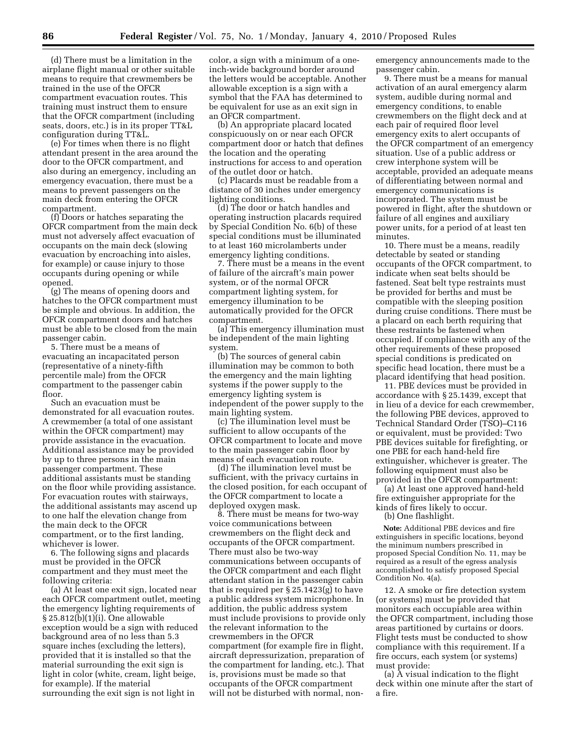(d) There must be a limitation in the airplane flight manual or other suitable means to require that crewmembers be trained in the use of the OFCR compartment evacuation routes. This training must instruct them to ensure that the OFCR compartment (including seats, doors, etc.) is in its proper TT&L configuration during TT&L.

(e) For times when there is no flight attendant present in the area around the door to the OFCR compartment, and also during an emergency, including an emergency evacuation, there must be a means to prevent passengers on the main deck from entering the OFCR compartment.

(f) Doors or hatches separating the OFCR compartment from the main deck must not adversely affect evacuation of occupants on the main deck (slowing evacuation by encroaching into aisles, for example) or cause injury to those occupants during opening or while opened.

(g) The means of opening doors and hatches to the OFCR compartment must be simple and obvious. In addition, the OFCR compartment doors and hatches must be able to be closed from the main passenger cabin.

5. There must be a means of evacuating an incapacitated person (representative of a ninety-fifth percentile male) from the OFCR compartment to the passenger cabin floor.

Such an evacuation must be demonstrated for all evacuation routes. A crewmember (a total of one assistant within the OFCR compartment) may provide assistance in the evacuation. Additional assistance may be provided by up to three persons in the main passenger compartment. These additional assistants must be standing on the floor while providing assistance. For evacuation routes with stairways, the additional assistants may ascend up to one half the elevation change from the main deck to the OFCR compartment, or to the first landing, whichever is lower.

6. The following signs and placards must be provided in the OFCR compartment and they must meet the following criteria:

(a) At least one exit sign, located near each OFCR compartment outlet, meeting the emergency lighting requirements of § 25.812(b)(1)(i). One allowable exception would be a sign with reduced background area of no less than 5.3 square inches (excluding the letters), provided that it is installed so that the material surrounding the exit sign is light in color (white, cream, light beige, for example). If the material surrounding the exit sign is not light in color, a sign with a minimum of a one-inch-wide background border around the letters would be acceptable. Another allowable exception is a sign with a symbol that the FAA has determined to be equivalent for use as an exit sign in an OFCR compartment.

(b) An appropriate placard located conspicuously on or near each OFCR compartment door or hatch that defines the location and the operating instructions for access to and operation of the outlet door or hatch.

(c) Placards must be readable from a distance of 30 inches under emergency lighting conditions.

(d) The door or hatch handles and operating instruction placards required by Special Condition No. 6(b) of these special conditions must be illuminated to at least 160 microlamberts under emergency lighting conditions.

7. There must be a means in the event of failure of the aircraft's main power system, or of the normal OFCR compartment lighting system, for emergency illumination to be automatically provided for the OFCR compartment.

(a) This emergency illumination must be independent of the main lighting system.

(b) The sources of general cabin illumination may be common to both the emergency and the main lighting systems if the power supply to the emergency lighting system is independent of the power supply to the main lighting system.

(c) The illumination level must be sufficient to allow occupants of the OFCR compartment to locate and move to the main passenger cabin floor by means of each evacuation route.

(d) The illumination level must be sufficient, with the privacy curtains in the closed position, for each occupant of the OFCR compartment to locate a deployed oxygen mask.

8. There must be means for two-way voice communications between crewmembers on the flight deck and occupants of the OFCR compartment. There must also be two-way communications between occupants of the OFCR compartment and each flight attendant station in the passenger cabin that is required per § 25.1423(g) to have a public address system microphone. In addition, the public address system must include provisions to provide only the relevant information to the crewmembers in the OFCR compartment (for example fire in flight, aircraft depressurization, preparation of the compartment for landing, etc.). That is, provisions must be made so that occupants of the OFCR compartment will not be disturbed with normal, non-emergency announcements made to the passenger cabin.

9. There must be a means for manual activation of an aural emergency alarm system, audible during normal and emergency conditions, to enable crewmembers on the flight deck and at each pair of required floor level emergency exits to alert occupants of the OFCR compartment of an emergency situation. Use of a public address or crew interphone system will be acceptable, provided an adequate means of differentiating between normal and emergency communications is incorporated. The system must be powered in flight, after the shutdown or failure of all engines and auxiliary power units, for a period of at least ten minutes.

10. There must be a means, readily detectable by seated or standing occupants of the OFCR compartment, to indicate when seat belts should be fastened. Seat belt type restraints must be provided for berths and must be compatible with the sleeping position during cruise conditions. There must be a placard on each berth requiring that these restraints be fastened when occupied. If compliance with any of the other requirements of these proposed special conditions is predicated on specific head location, there must be a placard identifying that head position.

11. PBE devices must be provided in accordance with § 25.1439, except that in lieu of a device for each crewmember, the following PBE devices, approved to Technical Standard Order (TSO)–C116 or equivalent, must be provided: Two PBE devices suitable for firefighting, or one PBE for each hand-held fire extinguisher, whichever is greater. The following equipment must also be provided in the OFCR compartment:

(a) At least one approved hand-held fire extinguisher appropriate for the kinds of fires likely to occur.

(b) One flashlight.

**Note:** Additional PBE devices and fire extinguishers in specific locations, beyond the minimum numbers prescribed in proposed Special Condition No. 11, may be required as a result of the egress analysis accomplished to satisfy proposed Special Condition No. 4(a).

12. A smoke or fire detection system (or systems) must be provided that monitors each occupiable area within the OFCR compartment, including those areas partitioned by curtains or doors. Flight tests must be conducted to show compliance with this requirement. If a fire occurs, each system (or systems) must provide:

(a) A visual indication to the flight deck within one minute after the start of a fire.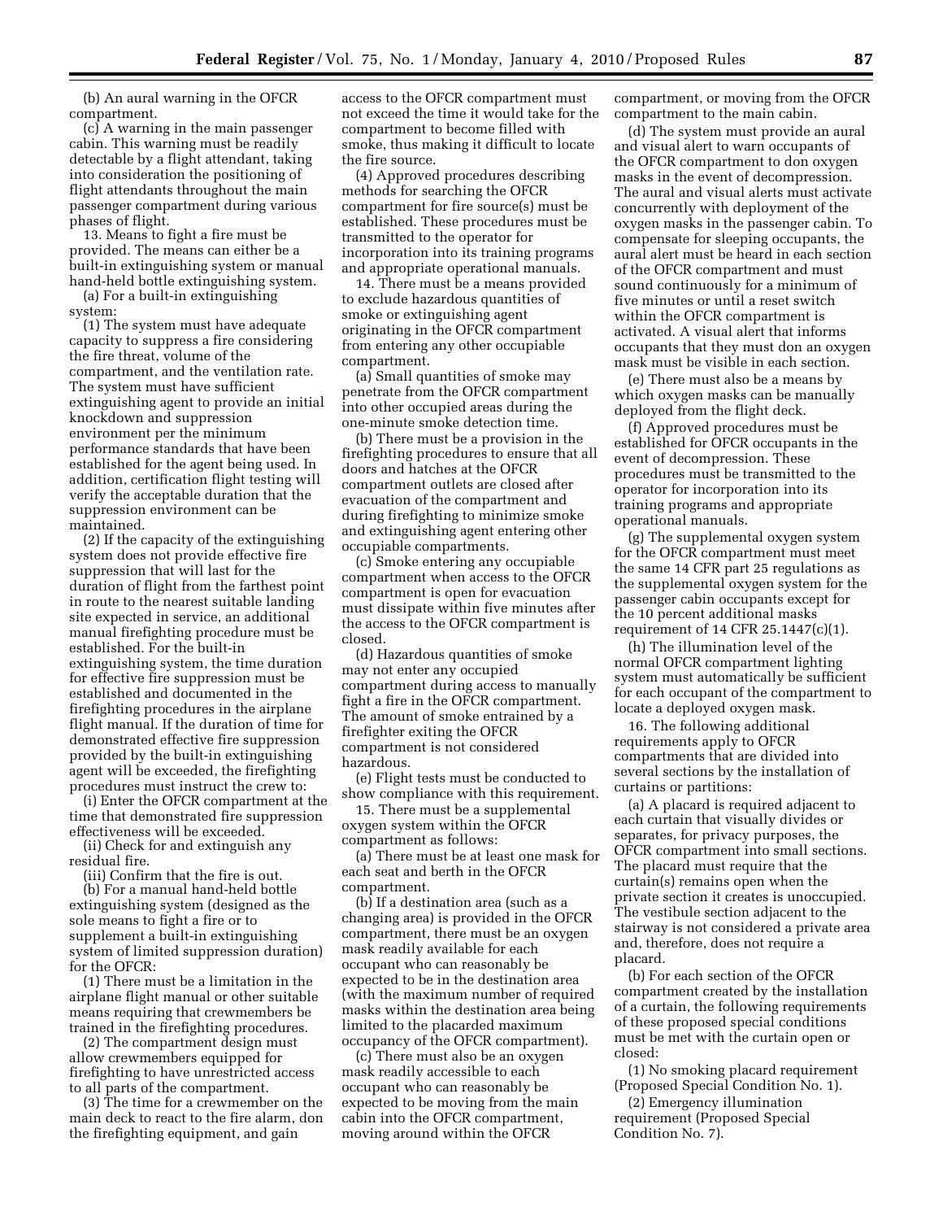(b) An aural warning in the OFCR compartment.

(c) A warning in the main passenger cabin. This warning must be readily detectable by a flight attendant, taking into consideration the positioning of flight attendants throughout the main passenger compartment during various phases of flight.

13. Means to fight a fire must be provided. The means can either be a built-in extinguishing system or manual hand-held bottle extinguishing system.

(a) For a built-in extinguishing system:

(1) The system must have adequate capacity to suppress a fire considering the fire threat, volume of the compartment, and the ventilation rate. The system must have sufficient extinguishing agent to provide an initial knockdown and suppression environment per the minimum performance standards that have been established for the agent being used. In addition, certification flight testing will verify the acceptable duration that the suppression environment can be maintained.

(2) If the capacity of the extinguishing system does not provide effective fire suppression that will last for the duration of flight from the farthest point in route to the nearest suitable landing site expected in service, an additional manual firefighting procedure must be established. For the built-in extinguishing system, the time duration for effective fire suppression must be established and documented in the firefighting procedures in the airplane flight manual. If the duration of time for demonstrated effective fire suppression provided by the built-in extinguishing agent will be exceeded, the firefighting procedures must instruct the crew to:

(i) Enter the OFCR compartment at the time that demonstrated fire suppression effectiveness will be exceeded.

(ii) Check for and extinguish any residual fire.

(iii) Confirm that the fire is out.

(b) For a manual hand-held bottle extinguishing system (designed as the sole means to fight a fire or to supplement a built-in extinguishing system of limited suppression duration) for the OFCR:

(1) There must be a limitation in the airplane flight manual or other suitable means requiring that crewmembers be trained in the firefighting procedures.

(2) The compartment design must allow crewmembers equipped for firefighting to have unrestricted access to all parts of the compartment.

(3) The time for a crewmember on the main deck to react to the fire alarm, don the firefighting equipment, and gain access to the OFCR compartment must not exceed the time it would take for the compartment to become filled with smoke, thus making it difficult to locate the fire source.

(4) Approved procedures describing methods for searching the OFCR compartment for fire source(s) must be established. These procedures must be transmitted to the operator for incorporation into its training programs and appropriate operational manuals.

14. There must be a means provided to exclude hazardous quantities of smoke or extinguishing agent originating in the OFCR compartment from entering any other occupiable compartment.

(a) Small quantities of smoke may penetrate from the OFCR compartment into other occupied areas during the one-minute smoke detection time.

(b) There must be a provision in the firefighting procedures to ensure that all doors and hatches at the OFCR compartment outlets are closed after evacuation of the compartment and during firefighting to minimize smoke and extinguishing agent entering other occupiable compartments.

(c) Smoke entering any occupiable compartment when access to the OFCR compartment is open for evacuation must dissipate within five minutes after the access to the OFCR compartment is closed.

(d) Hazardous quantities of smoke may not enter any occupied compartment during access to manually fight a fire in the OFCR compartment. The amount of smoke entrained by a firefighter exiting the OFCR compartment is not considered hazardous.

(e) Flight tests must be conducted to show compliance with this requirement.

15. There must be a supplemental oxygen system within the OFCR compartment as follows:

(a) There must be at least one mask for each seat and berth in the OFCR compartment.

(b) If a destination area (such as a changing area) is provided in the OFCR compartment, there must be an oxygen mask readily available for each occupant who can reasonably be expected to be in the destination area (with the maximum number of required masks within the destination area being limited to the placarded maximum occupancy of the OFCR compartment).

(c) There must also be an oxygen mask readily accessible to each occupant who can reasonably be expected to be moving from the main cabin into the OFCR compartment, moving around within the OFCR compartment, or moving from the OFCR compartment to the main cabin.

(d) The system must provide an aural and visual alert to warn occupants of the OFCR compartment to don oxygen masks in the event of decompression. The aural and visual alerts must activate concurrently with deployment of the oxygen masks in the passenger cabin. To compensate for sleeping occupants, the aural alert must be heard in each section of the OFCR compartment and must sound continuously for a minimum of five minutes or until a reset switch within the OFCR compartment is activated. A visual alert that informs occupants that they must don an oxygen mask must be visible in each section.

(e) There must also be a means by which oxygen masks can be manually deployed from the flight deck.

(f) Approved procedures must be established for OFCR occupants in the event of decompression. These procedures must be transmitted to the operator for incorporation into its training programs and appropriate operational manuals.

(g) The supplemental oxygen system for the OFCR compartment must meet the same 14 CFR part 25 regulations as the supplemental oxygen system for the passenger cabin occupants except for the 10 percent additional masks requirement of 14 CFR 25.1447(c)(1).

(h) The illumination level of the normal OFCR compartment lighting system must automatically be sufficient for each occupant of the compartment to locate a deployed oxygen mask.

16. The following additional requirements apply to OFCR compartments that are divided into several sections by the installation of curtains or partitions:

(a) A placard is required adjacent to each curtain that visually divides or separates, for privacy purposes, the OFCR compartment into small sections. The placard must require that the curtain(s) remains open when the private section it creates is unoccupied. The vestibule section adjacent to the stairway is not considered a private area and, therefore, does not require a placard.

(b) For each section of the OFCR compartment created by the installation of a curtain, the following requirements of these proposed special conditions must be met with the curtain open or closed:

(1) No smoking placard requirement (Proposed Special Condition No. 1).

(2) Emergency illumination requirement (Proposed Special Condition No. 7).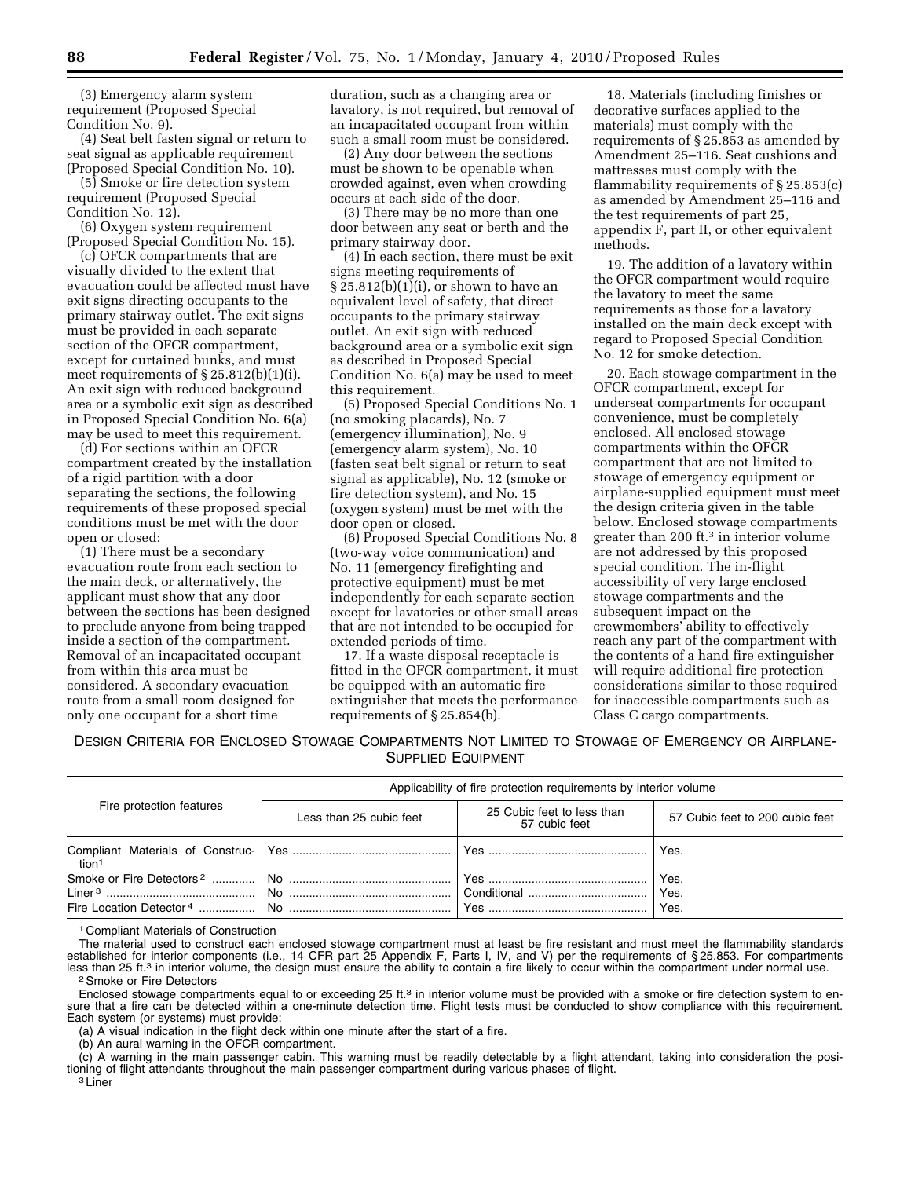(3) Emergency alarm system requirement (Proposed Special Condition No. 9).

(4) Seat belt fasten signal or return to seat signal as applicable requirement (Proposed Special Condition No. 10).

(5) Smoke or fire detection system requirement (Proposed Special Condition No. 12).

(6) Oxygen system requirement (Proposed Special Condition No. 15).

(c) OFCR compartments that are visually divided to the extent that evacuation could be affected must have exit signs directing occupants to the primary stairway outlet. The exit signs must be provided in each separate section of the OFCR compartment, except for curtained bunks, and must meet requirements of § 25.812(b)(1)(i). An exit sign with reduced background area or a symbolic exit sign as described in Proposed Special Condition No. 6(a) may be used to meet this requirement.

(d) For sections within an OFCR compartment created by the installation of a rigid partition with a door separating the sections, the following requirements of these proposed special conditions must be met with the door open or closed:

(1) There must be a secondary evacuation route from each section to the main deck, or alternatively, the applicant must show that any door between the sections has been designed to preclude anyone from being trapped inside a section of the compartment. Removal of an incapacitated occupant from within this area must be considered. A secondary evacuation route from a small room designed for only one occupant for a short time duration, such as a changing area or lavatory, is not required, but removal of an incapacitated occupant from within such a small room must be considered.

(2) Any door between the sections must be shown to be openable when crowded against, even when crowding occurs at each side of the door.

(3) There may be no more than one door between any seat or berth and the primary stairway door.

(4) In each section, there must be exit signs meeting requirements of § 25.812(b)(1)(i), or shown to have an equivalent level of safety, that direct occupants to the primary stairway outlet. An exit sign with reduced background area or a symbolic exit sign as described in Proposed Special Condition No. 6(a) may be used to meet this requirement.

(5) Proposed Special Conditions No. 1 (no smoking placards), No. 7 (emergency illumination), No. 9 (emergency alarm system), No. 10 (fasten seat belt signal or return to seat signal as applicable), No. 12 (smoke or fire detection system), and No. 15 (oxygen system) must be met with the door open or closed.

(6) Proposed Special Conditions No. 8 (two-way voice communication) and No. 11 (emergency firefighting and protective equipment) must be met independently for each separate section except for lavatories or other small areas that are not intended to be occupied for extended periods of time.

17. If a waste disposal receptacle is fitted in the OFCR compartment, it must be equipped with an automatic fire extinguisher that meets the performance requirements of § 25.854(b).

18. Materials (including finishes or decorative surfaces applied to the materials) must comply with the requirements of § 25.853 as amended by Amendment 25–116. Seat cushions and mattresses must comply with the flammability requirements of § 25.853(c) as amended by Amendment 25–116 and the test requirements of part 25, appendix F, part II, or other equivalent methods.

19. The addition of a lavatory within the OFCR compartment would require the lavatory to meet the same requirements as those for a lavatory installed on the main deck except with regard to Proposed Special Condition No. 12 for smoke detection.

20. Each stowage compartment in the OFCR compartment, except for underseat compartments for occupant convenience, must be completely enclosed. All enclosed stowage compartments within the OFCR compartment that are not limited to stowage of emergency equipment or airplane-supplied equipment must meet the design criteria given in the table below. Enclosed stowage compartments greater than 200 ft.[3] in interior volume are not addressed by this proposed special condition. The in-flight accessibility of very large enclosed stowage compartments and the subsequent impact on the crewmembers' ability to effectively reach any part of the compartment with the contents of a hand fire extinguisher will require additional fire protection considerations similar to those required for inaccessible compartments such as Class C cargo compartments.

DESIGN CRITERIA FOR ENCLOSED STOWAGE COMPARTMENTS NOT LIMITED TO STOWAGE OF EMERGENCY OR AIRPLANE-SUPPLIED EQUIPMENT

| Fire protection features | Applicability of fire protection requirements by interior volume | | |
|---|---|---|---|
| | Less than 25 cubic feet | 25 Cubic feet to less than 57 cubic feet | 57 Cubic feet to 200 cubic feet |
| Compliant Materials of Construction[1] | Yes | Yes | Yes. |
| Smoke or Fire Detectors[2] | No | Yes | Yes. |
| Liner[3] | No | Conditional | Yes. |
| Fire Location Detector[4] | No | Yes | Yes. |

[1] Compliant Materials of Construction

The material used to construct each enclosed stowage compartment must at least be fire resistant and must meet the flammability standards established for interior components (i.e., 14 CFR part 25 Appendix F, Parts I, IV, and V) per the requirements of § 25.853. For compartments less than 25 ft.[3] in interior volume, the design must ensure the ability to contain a fire likely to occur within the compartment under normal use.

[2] Smoke or Fire Detectors

Enclosed stowage compartments equal to or exceeding 25 ft.[3] in interior volume must be provided with a smoke or fire detection system to ensure that a fire can be detected within a one-minute detection time. Flight tests must be conducted to show compliance with this requirement. Each system (or systems) must provide:

(a) A visual indication in the flight deck within one minute after the start of a fire.

(b) An aural warning in the OFCR compartment.

(c) A warning in the main passenger cabin. This warning must be readily detectable by a flight attendant, taking into consideration the positioning of flight attendants throughout the main passenger compartment during various phases of flight.

[3] Liner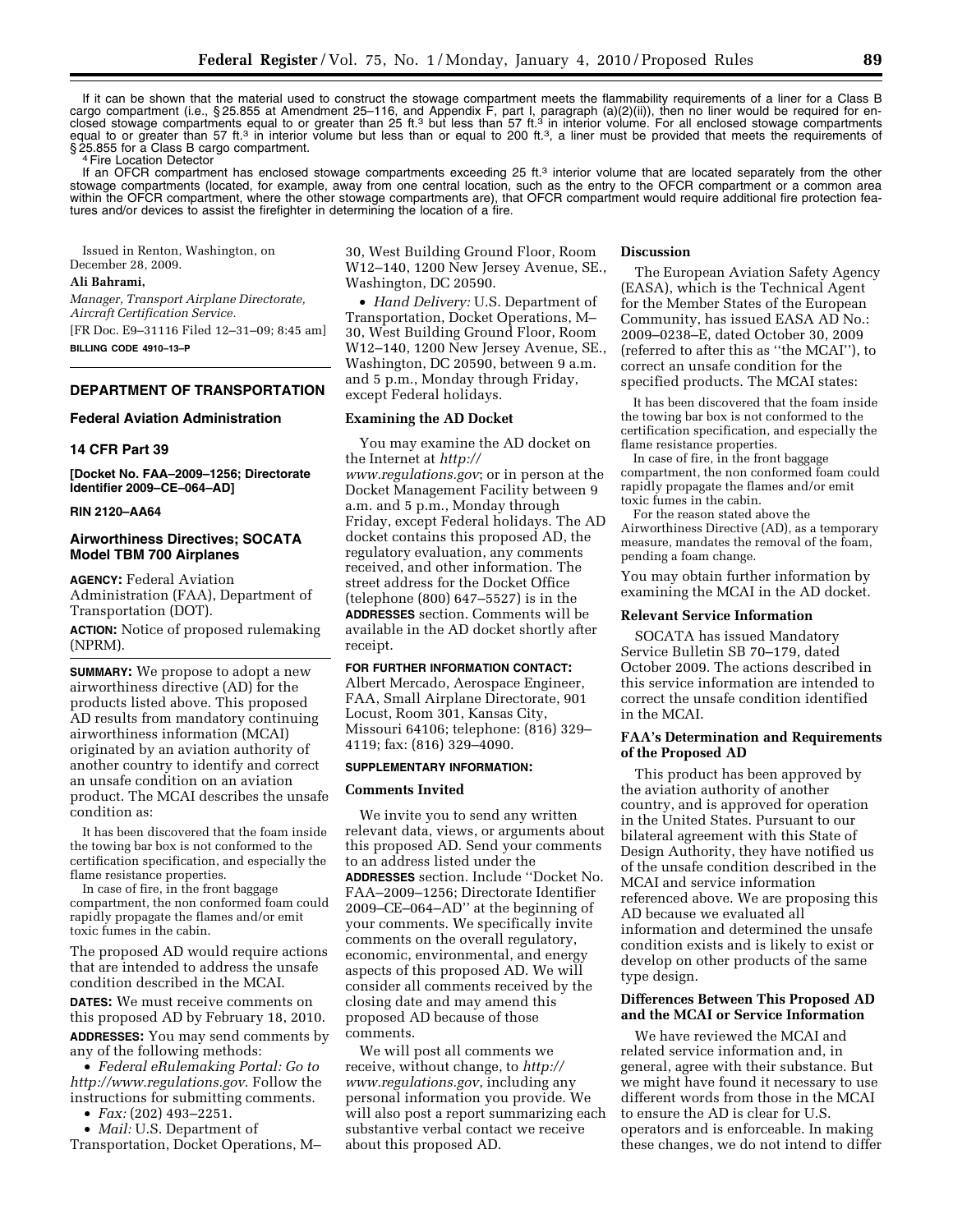If it can be shown that the material used to construct the stowage compartment meets the flammability requirements of a liner for a Class B cargo compartment (i.e., § 25.855 at Amendment 25–116, and Appendix F, part I, paragraph (a)(2)(ii)), then no liner would be required for enclosed stowage compartments equal to or greater than 25 ft.$^3$ but less than 57 ft.$^3$ in interior volume. For all enclosed stowage compartments equal to or greater than 57 ft.$^3$ in interior volume but less than or equal to 200 ft.$^3$, a liner must be provided that meets the requirements of § 25.855 for a Class B cargo compartment.

[4] Fire Location Detector

If an OFCR compartment has enclosed stowage compartments exceeding 25 ft.$^3$ interior volume that are located separately from the other stowage compartments (located, for example, away from one central location, such as the entry to the OFCR compartment or a common area within the OFCR compartment, where the other stowage compartments are), that OFCR compartment would require additional fire protection features and/or devices to assist the firefighter in determining the location of a fire.

Issued in Renton, Washington, on December 28, 2009.

**Ali Bahrami,**

*Manager, Transport Airplane Directorate, Aircraft Certification Service.*

[FR Doc. E9–31116 Filed 12–31–09; 8:45 am]

**BILLING CODE 4910–13–P**

## DEPARTMENT OF TRANSPORTATION

### Federal Aviation Administration

### 14 CFR Part 39

**[Docket No. FAA–2009–1256; Directorate Identifier 2009–CE–064–AD]**

**RIN 2120–AA64**

## Airworthiness Directives; SOCATA Model TBM 700 Airplanes

**AGENCY:** Federal Aviation Administration (FAA), Department of Transportation (DOT).

**ACTION:** Notice of proposed rulemaking (NPRM).

**SUMMARY:** We propose to adopt a new airworthiness directive (AD) for the products listed above. This proposed AD results from mandatory continuing airworthiness information (MCAI) originated by an aviation authority of another country to identify and correct an unsafe condition on an aviation product. The MCAI describes the unsafe condition as:

> It has been discovered that the foam inside the towing bar box is not conformed to the certification specification, and especially the flame resistance properties.
>
> In case of fire, in the front baggage compartment, the non conformed foam could rapidly propagate the flames and/or emit toxic fumes in the cabin.

The proposed AD would require actions that are intended to address the unsafe condition described in the MCAI.

**DATES:** We must receive comments on this proposed AD by February 18, 2010.

**ADDRESSES:** You may send comments by any of the following methods:

- *Federal eRulemaking Portal: Go to http://www.regulations.gov.* Follow the instructions for submitting comments.
- *Fax:* (202) 493–2251.
- *Mail:* U.S. Department of Transportation, Docket Operations, M–30, West Building Ground Floor, Room W12–140, 1200 New Jersey Avenue, SE., Washington, DC 20590.
- *Hand Delivery:* U.S. Department of Transportation, Docket Operations, M–30, West Building Ground Floor, Room W12–140, 1200 New Jersey Avenue, SE., Washington, DC 20590, between 9 a.m. and 5 p.m., Monday through Friday, except Federal holidays.

### Examining the AD Docket

You may examine the AD docket on the Internet at *http://www.regulations.gov*; or in person at the Docket Management Facility between 9 a.m. and 5 p.m., Monday through Friday, except Federal holidays. The AD docket contains this proposed AD, the regulatory evaluation, any comments received, and other information. The street address for the Docket Office (telephone (800) 647–5527) is in the **ADDRESSES** section. Comments will be available in the AD docket shortly after receipt.

**FOR FURTHER INFORMATION CONTACT:** Albert Mercado, Aerospace Engineer, FAA, Small Airplane Directorate, 901 Locust, Room 301, Kansas City, Missouri 64106; telephone: (816) 329–4119; fax: (816) 329–4090.

**SUPPLEMENTARY INFORMATION:**

### Comments Invited

We invite you to send any written relevant data, views, or arguments about this proposed AD. Send your comments to an address listed under the **ADDRESSES** section. Include ''Docket No. FAA–2009–1256; Directorate Identifier 2009–CE–064–AD'' at the beginning of your comments. We specifically invite comments on the overall regulatory, economic, environmental, and energy aspects of this proposed AD. We will consider all comments received by the closing date and may amend this proposed AD because of those comments.

We will post all comments we receive, without change, to *http://www.regulations.gov*, including any personal information you provide. We will also post a report summarizing each substantive verbal contact we receive about this proposed AD.

### Discussion

The European Aviation Safety Agency (EASA), which is the Technical Agent for the Member States of the European Community, has issued EASA AD No.: 2009–0238–E, dated October 30, 2009 (referred to after this as ''the MCAI''), to correct an unsafe condition for the specified products. The MCAI states:

> It has been discovered that the foam inside the towing bar box is not conformed to the certification specification, and especially the flame resistance properties.
>
> In case of fire, in the front baggage compartment, the non conformed foam could rapidly propagate the flames and/or emit toxic fumes in the cabin.
>
> For the reason stated above the Airworthiness Directive (AD), as a temporary measure, mandates the removal of the foam, pending a foam change.

You may obtain further information by examining the MCAI in the AD docket.

### Relevant Service Information

SOCATA has issued Mandatory Service Bulletin SB 70–179, dated October 2009. The actions described in this service information are intended to correct the unsafe condition identified in the MCAI.

### FAA's Determination and Requirements of the Proposed AD

This product has been approved by the aviation authority of another country, and is approved for operation in the United States. Pursuant to our bilateral agreement with this State of Design Authority, they have notified us of the unsafe condition described in the MCAI and service information referenced above. We are proposing this AD because we evaluated all information and determined the unsafe condition exists and is likely to exist or develop on other products of the same type design.

### Differences Between This Proposed AD and the MCAI or Service Information

We have reviewed the MCAI and related service information and, in general, agree with their substance. But we might have found it necessary to use different words from those in the MCAI to ensure the AD is clear for U.S. operators and is enforceable. In making these changes, we do not intend to differ